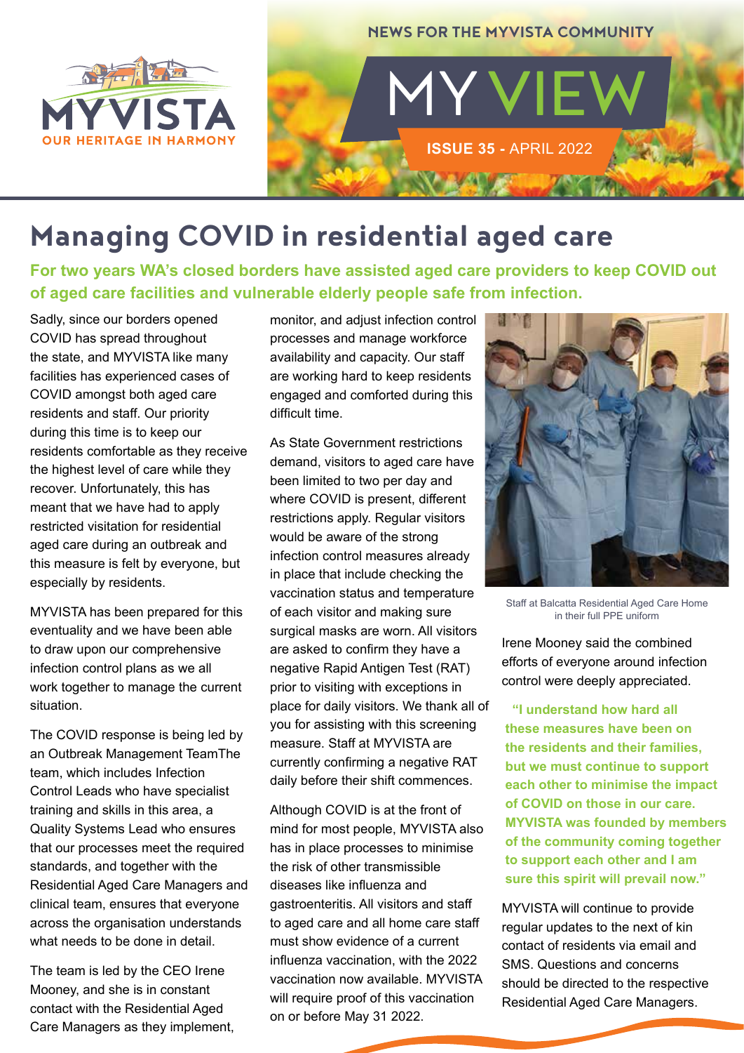MYVISTA
OUR HERITAGE IN HARMONY

NEWS FOR THE MYVISTA COMMUNITY

# MY VIEW

**ISSUE 35 -** APRIL 2022

# Managing COVID in residential aged care

**For two years WA's closed borders have assisted aged care providers to keep COVID out of aged care facilities and vulnerable elderly people safe from infection.**

Sadly, since our borders opened COVID has spread throughout the state, and MYVISTA like many facilities has experienced cases of COVID amongst both aged care residents and staff. Our priority during this time is to keep our residents comfortable as they receive the highest level of care while they recover. Unfortunately, this has meant that we have had to apply restricted visitation for residential aged care during an outbreak and this measure is felt by everyone, but especially by residents.

MYVISTA has been prepared for this eventuality and we have been able to draw upon our comprehensive infection control plans as we all work together to manage the current situation.

The COVID response is being led by an Outbreak Management TeamThe team, which includes Infection Control Leads who have specialist training and skills in this area, a Quality Systems Lead who ensures that our processes meet the required standards, and together with the Residential Aged Care Managers and clinical team, ensures that everyone across the organisation understands what needs to be done in detail.

The team is led by the CEO Irene Mooney, and she is in constant contact with the Residential Aged Care Managers as they implement, monitor, and adjust infection control processes and manage workforce availability and capacity. Our staff are working hard to keep residents engaged and comforted during this difficult time.

As State Government restrictions demand, visitors to aged care have been limited to two per day and where COVID is present, different restrictions apply. Regular visitors would be aware of the strong infection control measures already in place that include checking the vaccination status and temperature of each visitor and making sure surgical masks are worn. All visitors are asked to confirm they have a negative Rapid Antigen Test (RAT) prior to visiting with exceptions in place for daily visitors. We thank all of you for assisting with this screening measure. Staff at MYVISTA are currently confirming a negative RAT daily before their shift commences.

Although COVID is at the front of mind for most people, MYVISTA also has in place processes to minimise the risk of other transmissible diseases like influenza and gastroenteritis. All visitors and staff to aged care and all home care staff must show evidence of a current influenza vaccination, with the 2022 vaccination now available. MYVISTA will require proof of this vaccination on or before May 31 2022.

Staff at Balcatta Residential Aged Care Home in their full PPE uniform

Irene Mooney said the combined efforts of everyone around infection control were deeply appreciated.

**"I understand how hard all these measures have been on the residents and their families, but we must continue to support each other to minimise the impact of COVID on those in our care. MYVISTA was founded by members of the community coming together to support each other and I am sure this spirit will prevail now."**

MYVISTA will continue to provide regular updates to the next of kin contact of residents via email and SMS. Questions and concerns should be directed to the respective Residential Aged Care Managers.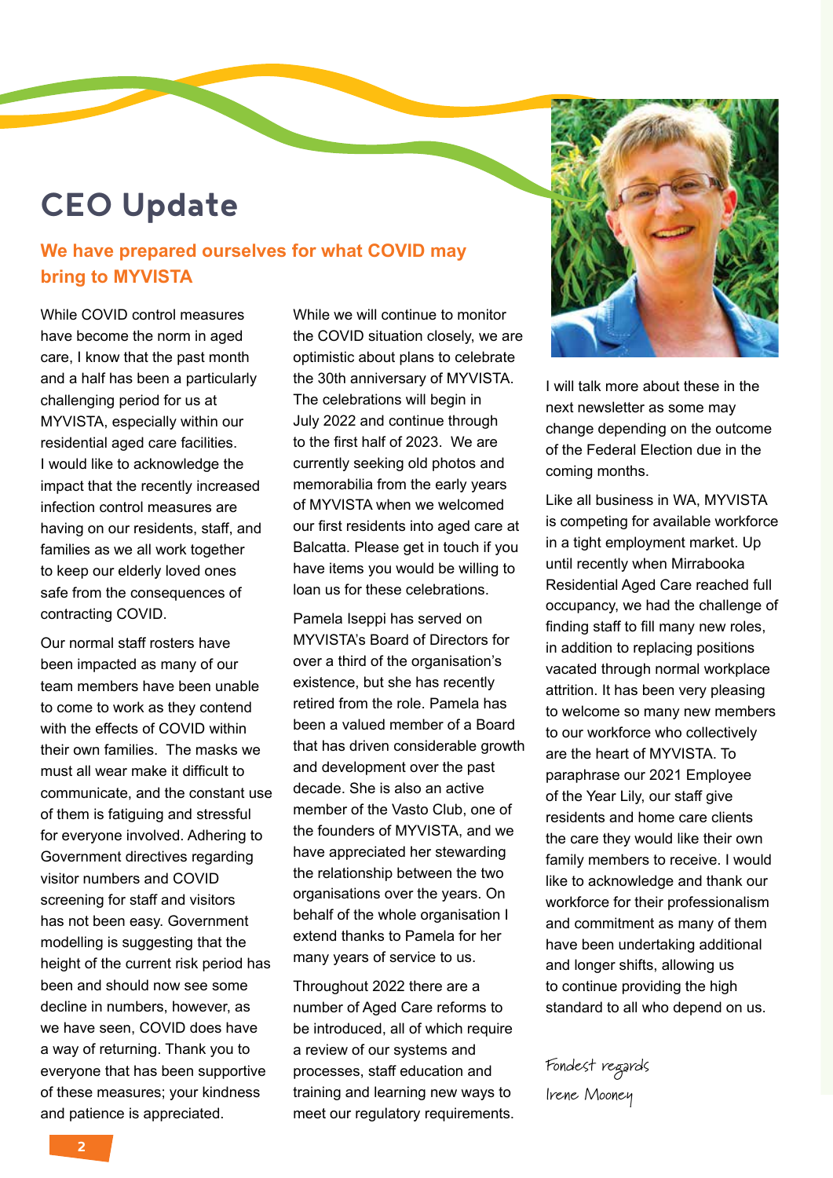# CEO Update

## We have prepared ourselves for what COVID may bring to MYVISTA

While COVID control measures have become the norm in aged care, I know that the past month and a half has been a particularly challenging period for us at MYVISTA, especially within our residential aged care facilities. I would like to acknowledge the impact that the recently increased infection control measures are having on our residents, staff, and families as we all work together to keep our elderly loved ones safe from the consequences of contracting COVID.

Our normal staff rosters have been impacted as many of our team members have been unable to come to work as they contend with the effects of COVID within their own families. The masks we must all wear make it difficult to communicate, and the constant use of them is fatiguing and stressful for everyone involved. Adhering to Government directives regarding visitor numbers and COVID screening for staff and visitors has not been easy. Government modelling is suggesting that the height of the current risk period has been and should now see some decline in numbers, however, as we have seen, COVID does have a way of returning. Thank you to everyone that has been supportive of these measures; your kindness and patience is appreciated.

While we will continue to monitor the COVID situation closely, we are optimistic about plans to celebrate the 30th anniversary of MYVISTA. The celebrations will begin in July 2022 and continue through to the first half of 2023. We are currently seeking old photos and memorabilia from the early years of MYVISTA when we welcomed our first residents into aged care at Balcatta. Please get in touch if you have items you would be willing to loan us for these celebrations.

Pamela Iseppi has served on MYVISTA's Board of Directors for over a third of the organisation's existence, but she has recently retired from the role. Pamela has been a valued member of a Board that has driven considerable growth and development over the past decade. She is also an active member of the Vasto Club, one of the founders of MYVISTA, and we have appreciated her stewarding the relationship between the two organisations over the years. On behalf of the whole organisation I extend thanks to Pamela for her many years of service to us.

Throughout 2022 there are a number of Aged Care reforms to be introduced, all of which require a review of our systems and processes, staff education and training and learning new ways to meet our regulatory requirements. I will talk more about these in the next newsletter as some may change depending on the outcome of the Federal Election due in the coming months.

Like all business in WA, MYVISTA is competing for available workforce in a tight employment market. Up until recently when Mirrabooka Residential Aged Care reached full occupancy, we had the challenge of finding staff to fill many new roles, in addition to replacing positions vacated through normal workplace attrition. It has been very pleasing to welcome so many new members to our workforce who collectively are the heart of MYVISTA. To paraphrase our 2021 Employee of the Year Lily, our staff give residents and home care clients the care they would like their own family members to receive. I would like to acknowledge and thank our workforce for their professionalism and commitment as many of them have been undertaking additional and longer shifts, allowing us to continue providing the high standard to all who depend on us.

*Fondest regards*

*Irene Mooney*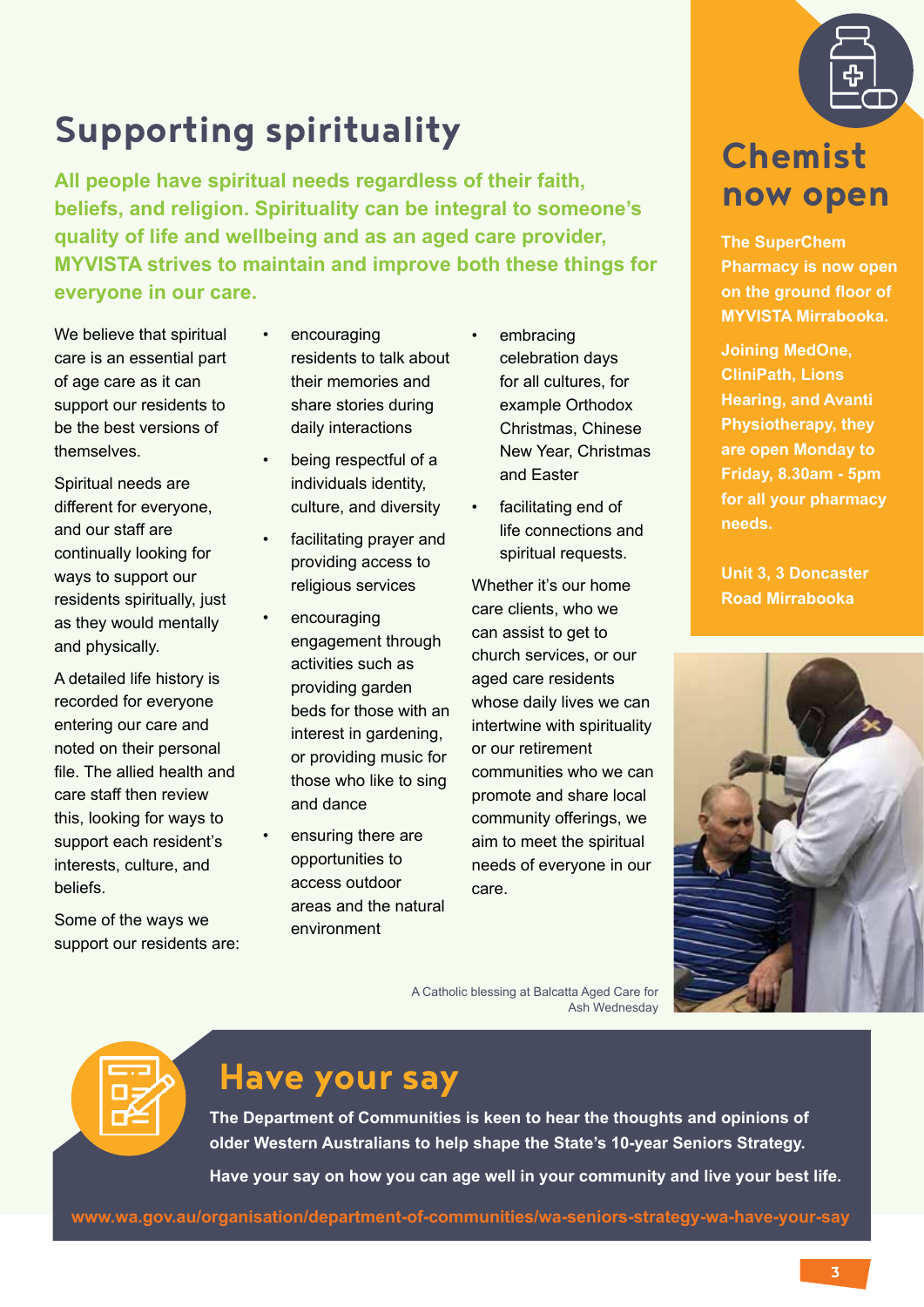# Supporting spirituality

**All people have spiritual needs regardless of their faith, beliefs, and religion. Spirituality can be integral to someone's quality of life and wellbeing and as an aged care provider, MYVISTA strives to maintain and improve both these things for everyone in our care.**

We believe that spiritual care is an essential part of age care as it can support our residents to be the best versions of themselves.

Spiritual needs are different for everyone, and our staff are continually looking for ways to support our residents spiritually, just as they would mentally and physically.

A detailed life history is recorded for everyone entering our care and noted on their personal file. The allied health and care staff then review this, looking for ways to support each resident's interests, culture, and beliefs.

Some of the ways we support our residents are:

- encouraging residents to talk about their memories and share stories during daily interactions
- being respectful of a individuals identity, culture, and diversity
- facilitating prayer and providing access to religious services
- encouraging engagement through activities such as providing garden beds for those with an interest in gardening, or providing music for those who like to sing and dance
- ensuring there are opportunities to access outdoor areas and the natural environment
- embracing celebration days for all cultures, for example Orthodox Christmas, Chinese New Year, Christmas and Easter
- facilitating end of life connections and spiritual requests.

Whether it's our home care clients, who we can assist to get to church services, or our aged care residents whose daily lives we can intertwine with spirituality or our retirement communities who we can promote and share local community offerings, we aim to meet the spiritual needs of everyone in our care.

A Catholic blessing at Balcatta Aged Care for Ash Wednesday

# Chemist now open

**The SuperChem Pharmacy is now open on the ground floor of MYVISTA Mirrabooka.**

**Joining MedOne, CliniPath, Lions Hearing, and Avanti Physiotherapy, they are open Monday to Friday, 8.30am - 5pm for all your pharmacy needs.**

**Unit 3, 3 Doncaster Road Mirrabooka**

# Have your say

**The Department of Communities is keen to hear the thoughts and opinions of older Western Australians to help shape the State's 10-year Seniors Strategy.**

**Have your say on how you can age well in your community and live your best life.**

**www.wa.gov.au/organisation/department-of-communities/wa-seniors-strategy-wa-have-your-say**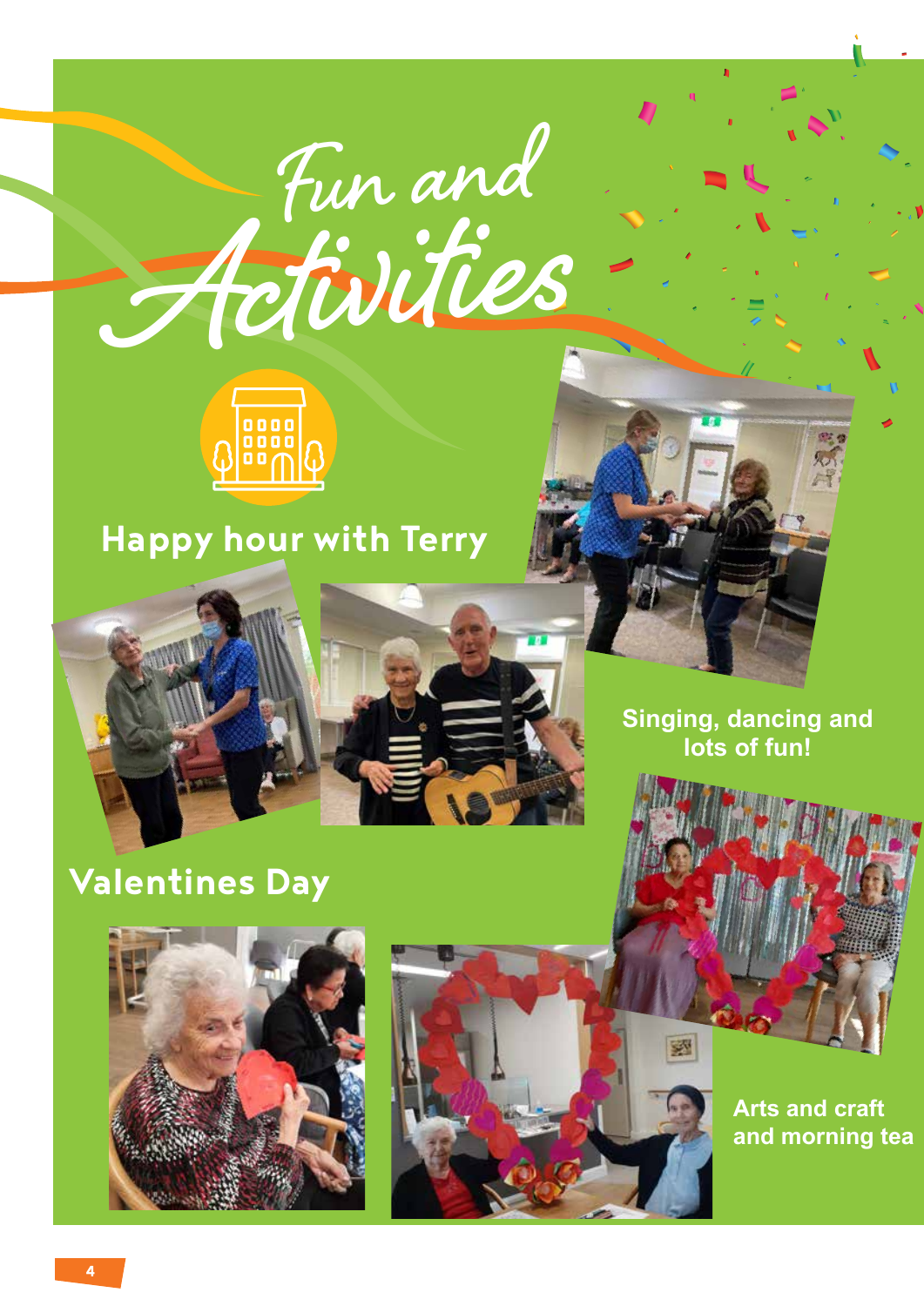# Fun and Activities

## Happy hour with Terry

Singing, dancing and lots of fun!

## Valentines Day

Arts and craft and morning tea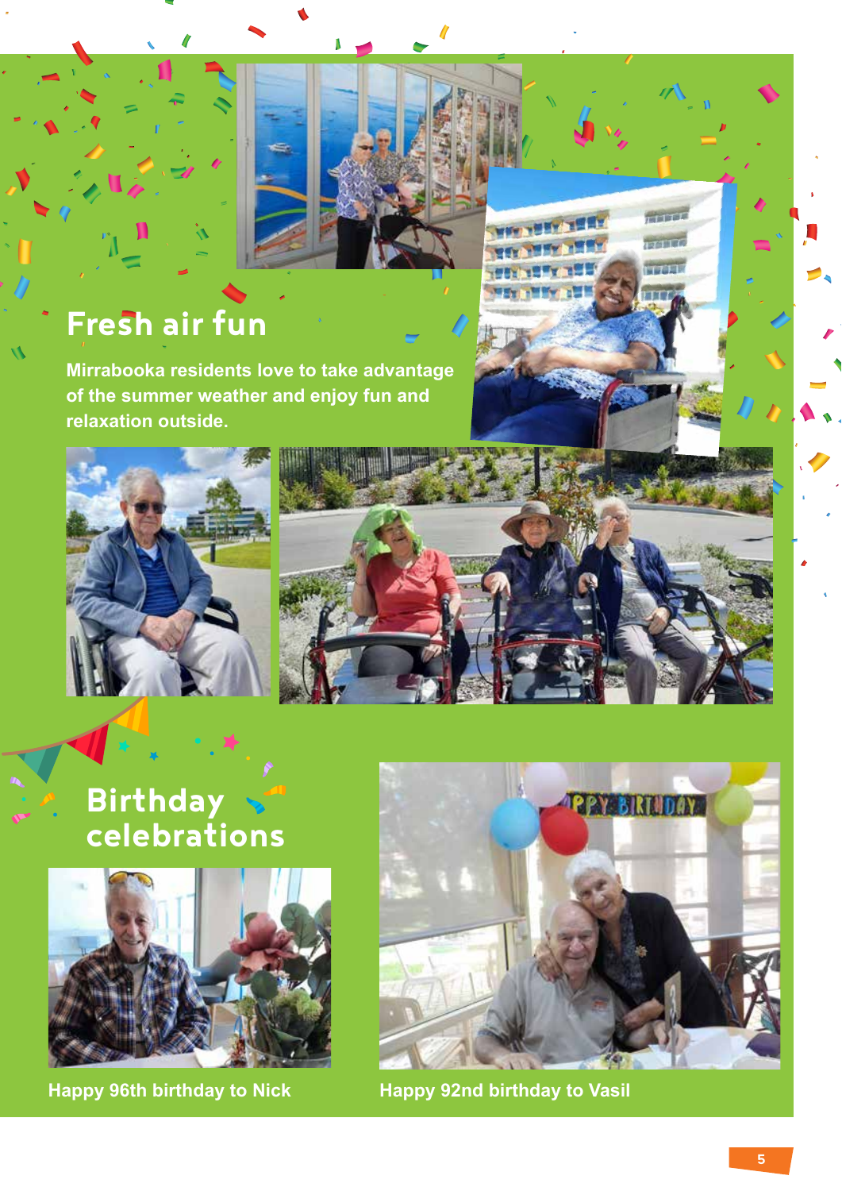## Fresh air fun

**Mirrabooka residents love to take advantage of the summer weather and enjoy fun and relaxation outside.**

## Birthday celebrations

**Happy 96th birthday to Nick**

**Happy 92nd birthday to Vasil**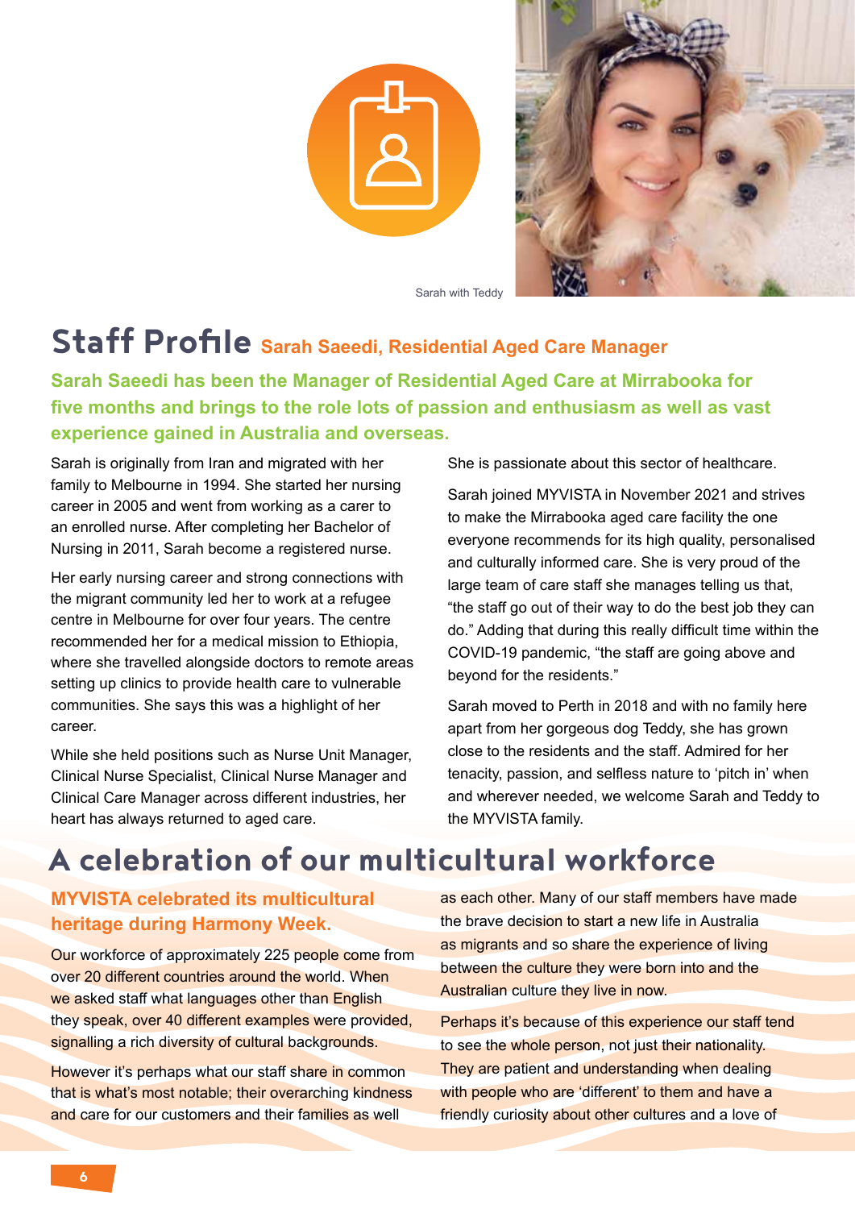Sarah with Teddy

# Staff Profile Sarah Saeedi, Residential Aged Care Manager

**Sarah Saeedi has been the Manager of Residential Aged Care at Mirrabooka for five months and brings to the role lots of passion and enthusiasm as well as vast experience gained in Australia and overseas.**

Sarah is originally from Iran and migrated with her family to Melbourne in 1994. She started her nursing career in 2005 and went from working as a carer to an enrolled nurse. After completing her Bachelor of Nursing in 2011, Sarah become a registered nurse.

Her early nursing career and strong connections with the migrant community led her to work at a refugee centre in Melbourne for over four years. The centre recommended her for a medical mission to Ethiopia, where she travelled alongside doctors to remote areas setting up clinics to provide health care to vulnerable communities. She says this was a highlight of her career.

While she held positions such as Nurse Unit Manager, Clinical Nurse Specialist, Clinical Nurse Manager and Clinical Care Manager across different industries, her heart has always returned to aged care. She is passionate about this sector of healthcare.

Sarah joined MYVISTA in November 2021 and strives to make the Mirrabooka aged care facility the one everyone recommends for its high quality, personalised and culturally informed care. She is very proud of the large team of care staff she manages telling us that, "the staff go out of their way to do the best job they can do." Adding that during this really difficult time within the COVID-19 pandemic, "the staff are going above and beyond for the residents."

Sarah moved to Perth in 2018 and with no family here apart from her gorgeous dog Teddy, she has grown close to the residents and the staff. Admired for her tenacity, passion, and selfless nature to 'pitch in' when and wherever needed, we welcome Sarah and Teddy to the MYVISTA family.

# A celebration of our multicultural workforce

**MYVISTA celebrated its multicultural heritage during Harmony Week.**

Our workforce of approximately 225 people come from over 20 different countries around the world. When we asked staff what languages other than English they speak, over 40 different examples were provided, signalling a rich diversity of cultural backgrounds.

However it's perhaps what our staff share in common that is what's most notable; their overarching kindness and care for our customers and their families as well as each other. Many of our staff members have made the brave decision to start a new life in Australia as migrants and so share the experience of living between the culture they were born into and the Australian culture they live in now.

Perhaps it's because of this experience our staff tend to see the whole person, not just their nationality. They are patient and understanding when dealing with people who are 'different' to them and have a friendly curiosity about other cultures and a love of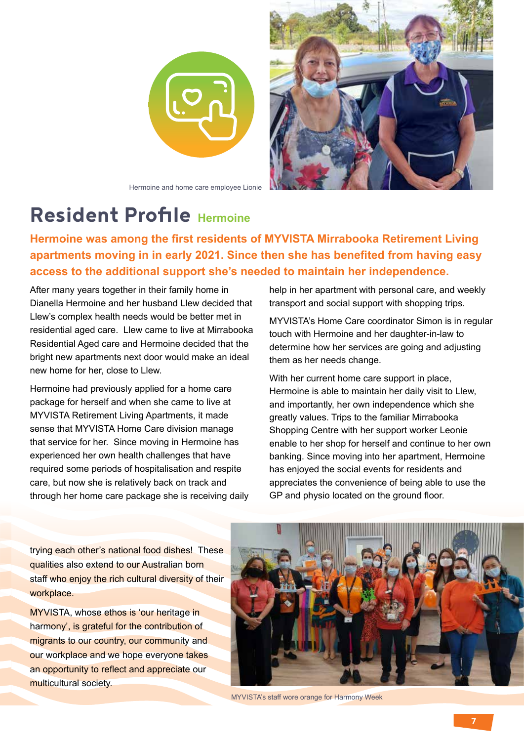Hermoine and home care employee Lionie

# Resident Profile Hermoine

**Hermoine was among the first residents of MYVISTA Mirrabooka Retirement Living apartments moving in in early 2021. Since then she has benefited from having easy access to the additional support she's needed to maintain her independence.**

After many years together in their family home in Dianella Hermoine and her husband Llew decided that Llew's complex health needs would be better met in residential aged care. Llew came to live at Mirrabooka Residential Aged care and Hermoine decided that the bright new apartments next door would make an ideal new home for her, close to Llew.

Hermoine had previously applied for a home care package for herself and when she came to live at MYVISTA Retirement Living Apartments, it made sense that MYVISTA Home Care division manage that service for her. Since moving in Hermoine has experienced her own health challenges that have required some periods of hospitalisation and respite care, but now she is relatively back on track and through her home care package she is receiving daily help in her apartment with personal care, and weekly transport and social support with shopping trips.

MYVISTA's Home Care coordinator Simon is in regular touch with Hermoine and her daughter-in-law to determine how her services are going and adjusting them as her needs change.

With her current home care support in place, Hermoine is able to maintain her daily visit to Llew, and importantly, her own independence which she greatly values. Trips to the familiar Mirrabooka Shopping Centre with her support worker Leonie enable to her shop for herself and continue to her own banking. Since moving into her apartment, Hermoine has enjoyed the social events for residents and appreciates the convenience of being able to use the GP and physio located on the ground floor.

trying each other's national food dishes! These qualities also extend to our Australian born staff who enjoy the rich cultural diversity of their workplace.

MYVISTA, whose ethos is 'our heritage in harmony', is grateful for the contribution of migrants to our country, our community and our workplace and we hope everyone takes an opportunity to reflect and appreciate our multicultural society.

MYVISTA's staff wore orange for Harmony Week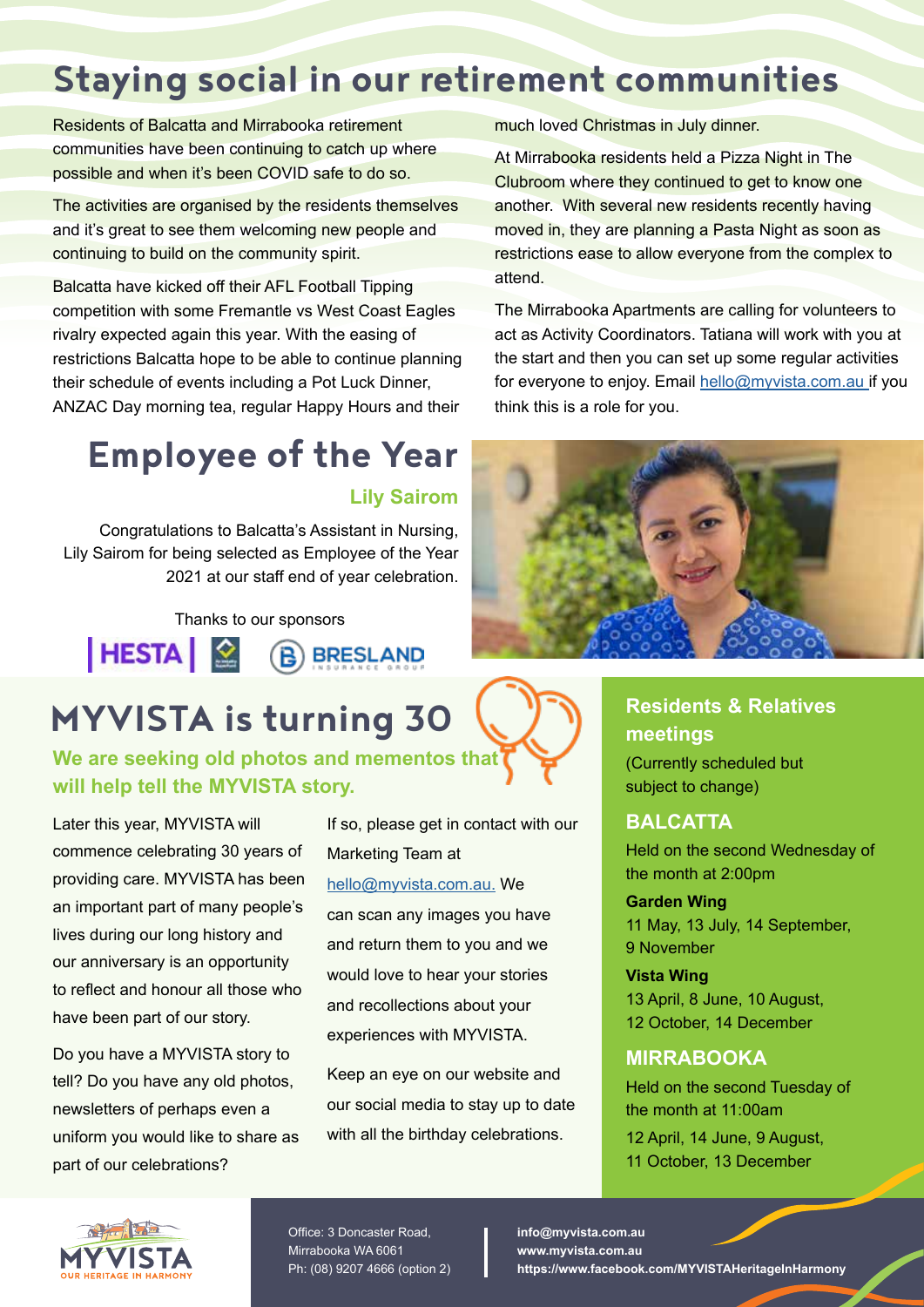# Staying social in our retirement communities

Residents of Balcatta and Mirrabooka retirement communities have been continuing to catch up where possible and when it's been COVID safe to do so.

The activities are organised by the residents themselves and it's great to see them welcoming new people and continuing to build on the community spirit.

Balcatta have kicked off their AFL Football Tipping competition with some Fremantle vs West Coast Eagles rivalry expected again this year. With the easing of restrictions Balcatta hope to be able to continue planning their schedule of events including a Pot Luck Dinner, ANZAC Day morning tea, regular Happy Hours and their much loved Christmas in July dinner.

At Mirrabooka residents held a Pizza Night in The Clubroom where they continued to get to know one another. With several new residents recently having moved in, they are planning a Pasta Night as soon as restrictions ease to allow everyone from the complex to attend.

The Mirrabooka Apartments are calling for volunteers to act as Activity Coordinators. Tatiana will work with you at the start and then you can set up some regular activities for everyone to enjoy. Email hello@myvista.com.au if you think this is a role for you.

# Employee of the Year

### Lily Sairom

Congratulations to Balcatta's Assistant in Nursing, Lily Sairom for being selected as Employee of the Year 2021 at our staff end of year celebration.

Thanks to our sponsors

HESTA | BRESLAND INSURANCE GROUP

# MYVISTA is turning 30

**We are seeking old photos and mementos that will help tell the MYVISTA story.**

Later this year, MYVISTA will commence celebrating 30 years of providing care. MYVISTA has been an important part of many people's lives during our long history and our anniversary is an opportunity to reflect and honour all those who have been part of our story.

Do you have a MYVISTA story to tell? Do you have any old photos, newsletters of perhaps even a uniform you would like to share as part of our celebrations?

If so, please get in contact with our Marketing Team at hello@myvista.com.au. We can scan any images you have and return them to you and we would love to hear your stories and recollections about your experiences with MYVISTA.

Keep an eye on our website and our social media to stay up to date with all the birthday celebrations.

## Residents & Relatives meetings

(Currently scheduled but subject to change)

### BALCATTA

Held on the second Wednesday of the month at 2:00pm

**Garden Wing**
11 May, 13 July, 14 September, 9 November

**Vista Wing**
13 April, 8 June, 10 August, 12 October, 14 December

### MIRRABOOKA

Held on the second Tuesday of the month at 11:00am

12 April, 14 June, 9 August, 11 October, 13 December

MYVISTA OUR HERITAGE IN HARMONY

Office: 3 Doncaster Road, Mirrabooka WA 6061
Ph: (08) 9207 4666 (option 2)

**info@myvista.com.au**
**www.myvista.com.au**
**https://www.facebook.com/MYVISTAHeritageInHarmony**